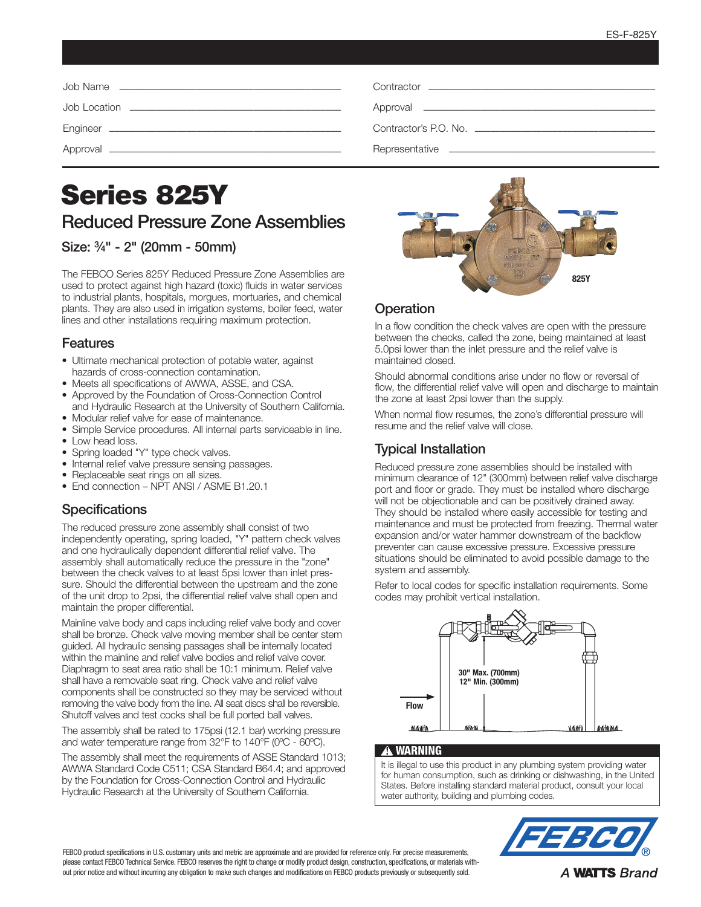ES-F-825Y

| | | | |
|---|---|---|---|
| Job Name | | Contractor | |
| Job Location | | Approval | |
| Engineer | | Contractor's P.O. No. | |
| Approval | | Representative | |

# Series 825Y

## Reduced Pressure Zone Assemblies

### Size: ¾" - 2" (20mm - 50mm)

The FEBCO Series 825Y Reduced Pressure Zone Assemblies are used to protect against high hazard (toxic) fluids in water services to industrial plants, hospitals, morgues, mortuaries, and chemical plants. They are also used in irrigation systems, boiler feed, water lines and other installations requiring maximum protection.

## Features

- Ultimate mechanical protection of potable water, against hazards of cross-connection contamination.
- Meets all specifications of AWWA, ASSE, and CSA.
- Approved by the Foundation of Cross-Connection Control and Hydraulic Research at the University of Southern California.
- Modular relief valve for ease of maintenance.
- Simple Service procedures. All internal parts serviceable in line.
- Low head loss.
- Spring loaded "Y" type check valves.
- Internal relief valve pressure sensing passages.
- Replaceable seat rings on all sizes.
- End connection – NPT ANSI / ASME B1.20.1

## Specifications

The reduced pressure zone assembly shall consist of two independently operating, spring loaded, "Y" pattern check valves and one hydraulically dependent differential relief valve. The assembly shall automatically reduce the pressure in the "zone" between the check valves to at least 5psi lower than inlet pressure. Should the differential between the upstream and the zone of the unit drop to 2psi, the differential relief valve shall open and maintain the proper differential.

Mainline valve body and caps including relief valve body and cover shall be bronze. Check valve moving member shall be center stem guided. All hydraulic sensing passages shall be internally located within the mainline and relief valve bodies and relief valve cover. Diaphragm to seat area ratio shall be 10:1 minimum. Relief valve shall have a removable seat ring. Check valve and relief valve components shall be constructed so they may be serviced without removing the valve body from the line. All seat discs shall be reversible. Shutoff valves and test cocks shall be full ported ball valves.

The assembly shall be rated to 175psi (12.1 bar) working pressure and water temperature range from 32°F to 140°F (0ºC - 60ºC).

The assembly shall meet the requirements of ASSE Standard 1013; AWWA Standard Code C511; CSA Standard B64.4; and approved by the Foundation for Cross-Connection Control and Hydraulic Hydraulic Research at the University of Southern California.

825Y

## Operation

In a flow condition the check valves are open with the pressure between the checks, called the zone, being maintained at least 5.0psi lower than the inlet pressure and the relief valve is maintained closed.

Should abnormal conditions arise under no flow or reversal of flow, the differential relief valve will open and discharge to maintain the zone at least 2psi lower than the supply.

When normal flow resumes, the zone's differential pressure will resume and the relief valve will close.

## Typical Installation

Reduced pressure zone assemblies should be installed with minimum clearance of 12" (300mm) between relief valve discharge port and floor or grade. They must be installed where discharge will not be objectionable and can be positively drained away. They should be installed where easily accessible for testing and maintenance and must be protected from freezing. Thermal water expansion and/or water hammer downstream of the backflow preventer can cause excessive pressure. Excessive pressure situations should be eliminated to avoid possible damage to the system and assembly.

Refer to local codes for specific installation requirements. Some codes may prohibit vertical installation.

30" Max. (700mm)
12" Min. (300mm)

Flow

**⚠ WARNING**

It is illegal to use this product in any plumbing system providing water for human consumption, such as drinking or dishwashing, in the United States. Before installing standard material product, consult your local water authority, building and plumbing codes.

FEBCO product specifications in U.S. customary units and metric are approximate and are provided for reference only. For precise measurements, please contact FEBCO Technical Service. FEBCO reserves the right to change or modify product design, construction, specifications, or materials without prior notice and without incurring any obligation to make such changes and modifications on FEBCO products previously or subsequently sold.

FEBCO®
A WATTS Brand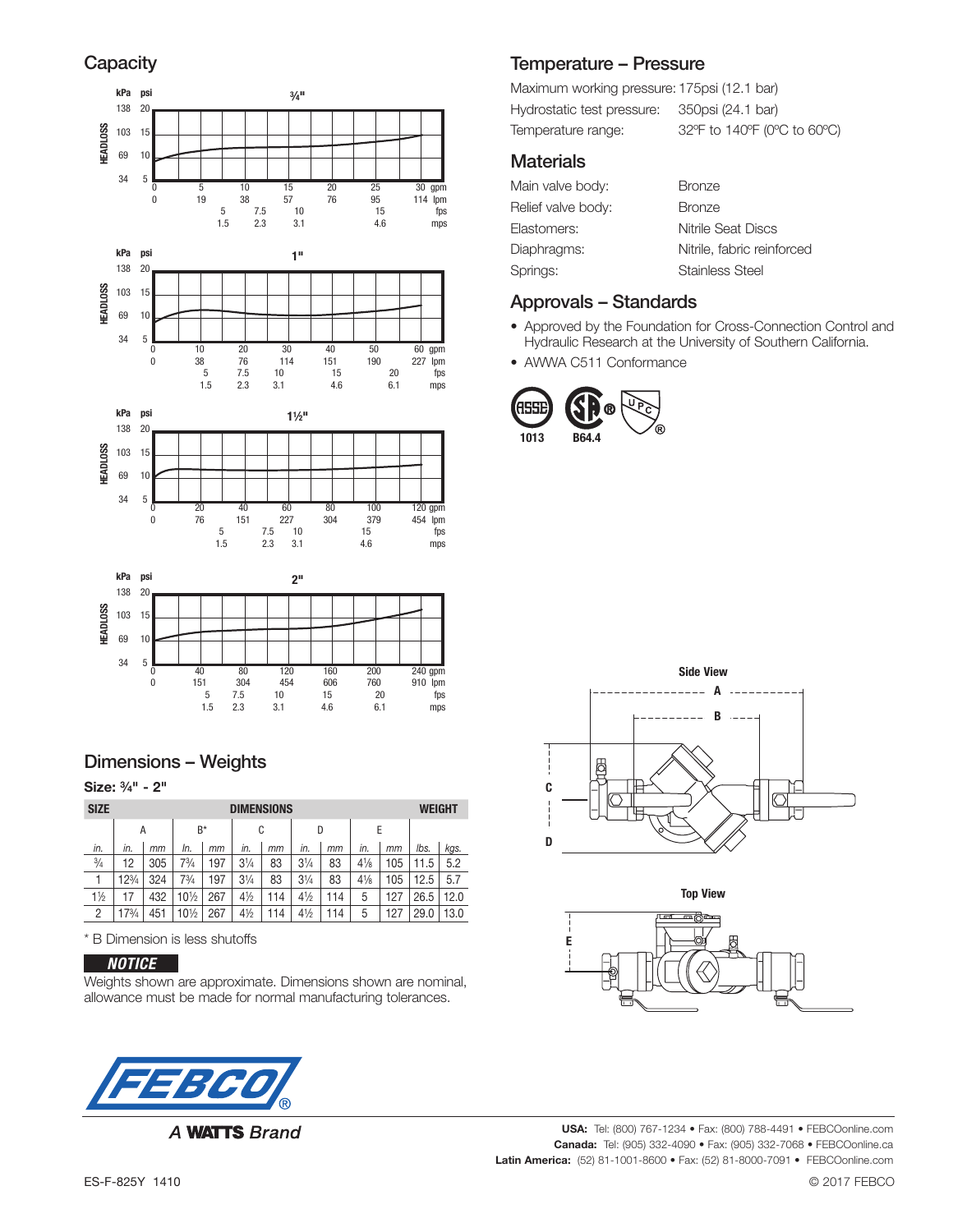## Capacity

¾"

kPa psi
138 20
103 15
69 10
34 5
HEADLOSS
0 5 10 15 20 25 30 gpm
0 19 38 57 76 95 114 lpm
5 7.5 10 15 fps
1.5 2.3 3.1 4.6 mps

1"

kPa psi
138 20
103 15
69 10
34 5
HEADLOSS
0 10 20 30 40 50 60 gpm
0 38 76 114 151 190 227 lpm
5 7.5 10 15 20 fps
1.5 2.3 3.1 4.6 6.1 mps

1½"

kPa psi
138 20
103 15
69 10
34 5
HEADLOSS
0 20 40 60 80 100 120 gpm
0 76 151 227 304 379 454 lpm
5 7.5 10 15 fps
1.5 2.3 3.1 4.6 mps

2"

kPa psi
138 20
103 15
69 10
34 5
HEADLOSS
0 40 80 120 160 200 240 gpm
0 151 304 454 606 760 910 lpm
5 7.5 10 15 20 fps
1.5 2.3 3.1 4.6 6.1 mps

## Dimensions – Weights

**Size: ¾" - 2"**

| SIZE | DIMENSIONS | | | | | | | | | | WEIGHT | |
|---|---|---|---|---|---|---|---|---|---|---|---|---|
| | A | | B* | | C | | D | | E | | | |
| in. | in. | mm | in. | mm | in. | mm | in. | mm | in. | mm | lbs. | kgs. |
| ¾ | 12 | 305 | 7¾ | 197 | 3¼ | 83 | 3¼ | 83 | 4⅛ | 105 | 11.5 | 5.2 |
| 1 | 12¾ | 324 | 7¾ | 197 | 3¼ | 83 | 3¼ | 83 | 4⅛ | 105 | 12.5 | 5.7 |
| 1½ | 17 | 432 | 10½ | 267 | 4½ | 114 | 4½ | 114 | 5 | 127 | 26.5 | 12.0 |
| 2 | 17¾ | 451 | 10½ | 267 | 4½ | 114 | 4½ | 114 | 5 | 127 | 29.0 | 13.0 |

* B Dimension is less shutoffs

**NOTICE**

Weights shown are approximate. Dimensions shown are nominal, allowance must be made for normal manufacturing tolerances.

## Temperature – Pressure

| | |
|---|---|
| Maximum working pressure: | 175psi (12.1 bar) |
| Hydrostatic test pressure: | 350psi (24.1 bar) |
| Temperature range: | 32ºF to 140ºF (0ºC to 60ºC) |

## Materials

| | |
|---|---|
| Main valve body: | Bronze |
| Relief valve body: | Bronze |
| Elastomers: | Nitrile Seat Discs |
| Diaphragms: | Nitrile, fabric reinforced |
| Springs: | Stainless Steel |

## Approvals – Standards

- Approved by the Foundation for Cross-Connection Control and Hydraulic Research at the University of Southern California.
- AWWA C511 Conformance

ASSE 1013  CSA B64.4  UPC

Side View

A
B
C
D

Top View

E

FEBCO®
A WATTS Brand

**USA:** Tel: (800) 767-1234 • Fax: (800) 788-4491 • FEBCOonline.com
**Canada:** Tel: (905) 332-4090 • Fax: (905) 332-7068 • FEBCOonline.ca
**Latin America:** (52) 81-1001-8600 • Fax: (52) 81-8000-7091 • FEBCOonline.com

ES-F-825Y 1410

© 2017 FEBCO